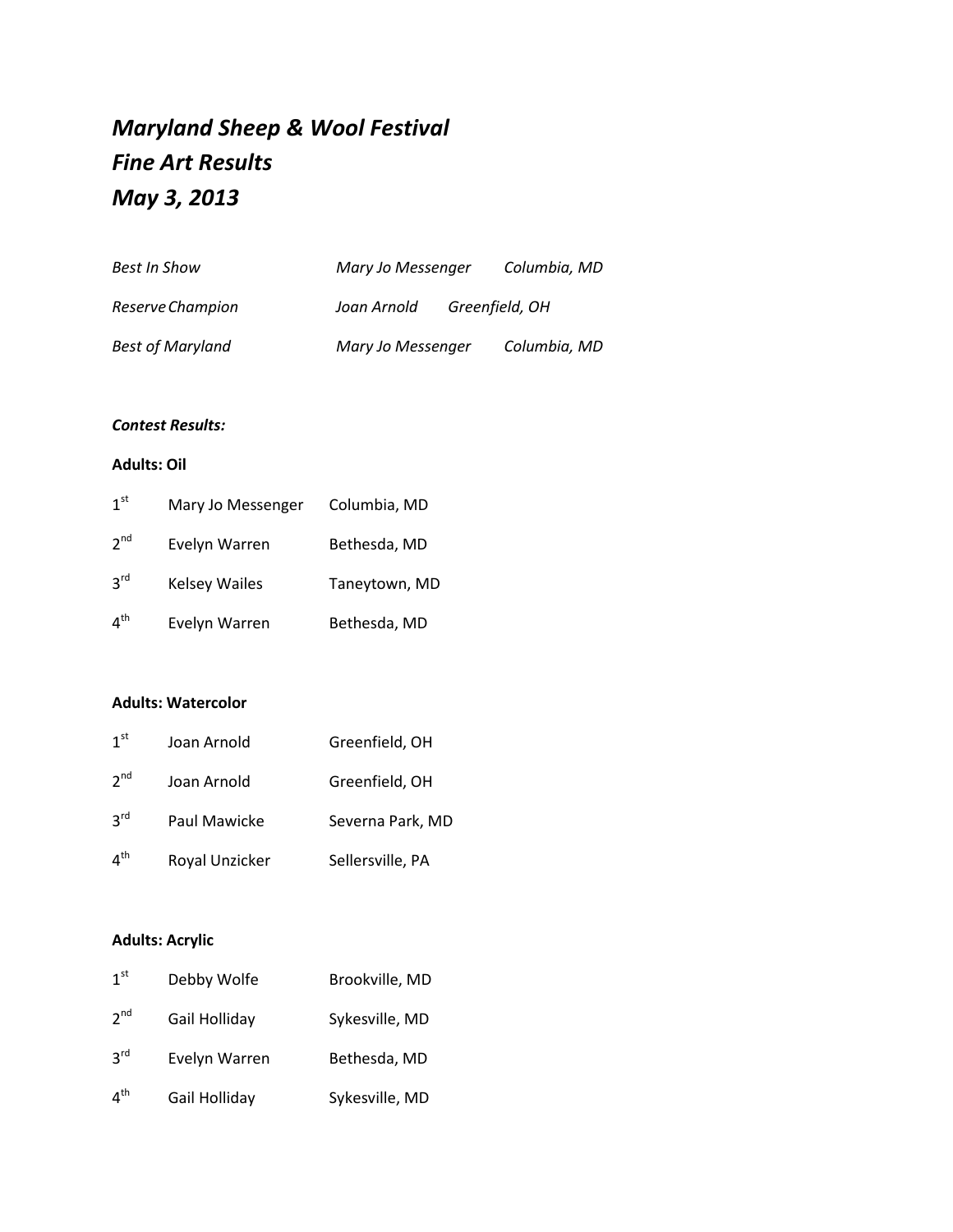# *Maryland Sheep & Wool Festival*
# *Fine Art Results*
# *May 3, 2013*

| | | |
|---|---|---|
| *Best In Show* | *Mary Jo Messenger* | *Columbia, MD* |
| *Reserve Champion* | *Joan Arnold* | *Greenfield, OH* |
| *Best of Maryland* | *Mary Jo Messenger* | *Columbia, MD* |

***Contest Results:***

**Adults: Oil**

| | | |
|---|---|---|
| 1st | Mary Jo Messenger | Columbia, MD |
| 2nd | Evelyn Warren | Bethesda, MD |
| 3rd | Kelsey Wailes | Taneytown, MD |
| 4th | Evelyn Warren | Bethesda, MD |

**Adults: Watercolor**

| | | |
|---|---|---|
| 1st | Joan Arnold | Greenfield, OH |
| 2nd | Joan Arnold | Greenfield, OH |
| 3rd | Paul Mawicke | Severna Park, MD |
| 4th | Royal Unzicker | Sellersville, PA |

**Adults: Acrylic**

| | | |
|---|---|---|
| 1st | Debby Wolfe | Brookville, MD |
| 2nd | Gail Holliday | Sykesville, MD |
| 3rd | Evelyn Warren | Bethesda, MD |
| 4th | Gail Holliday | Sykesville, MD |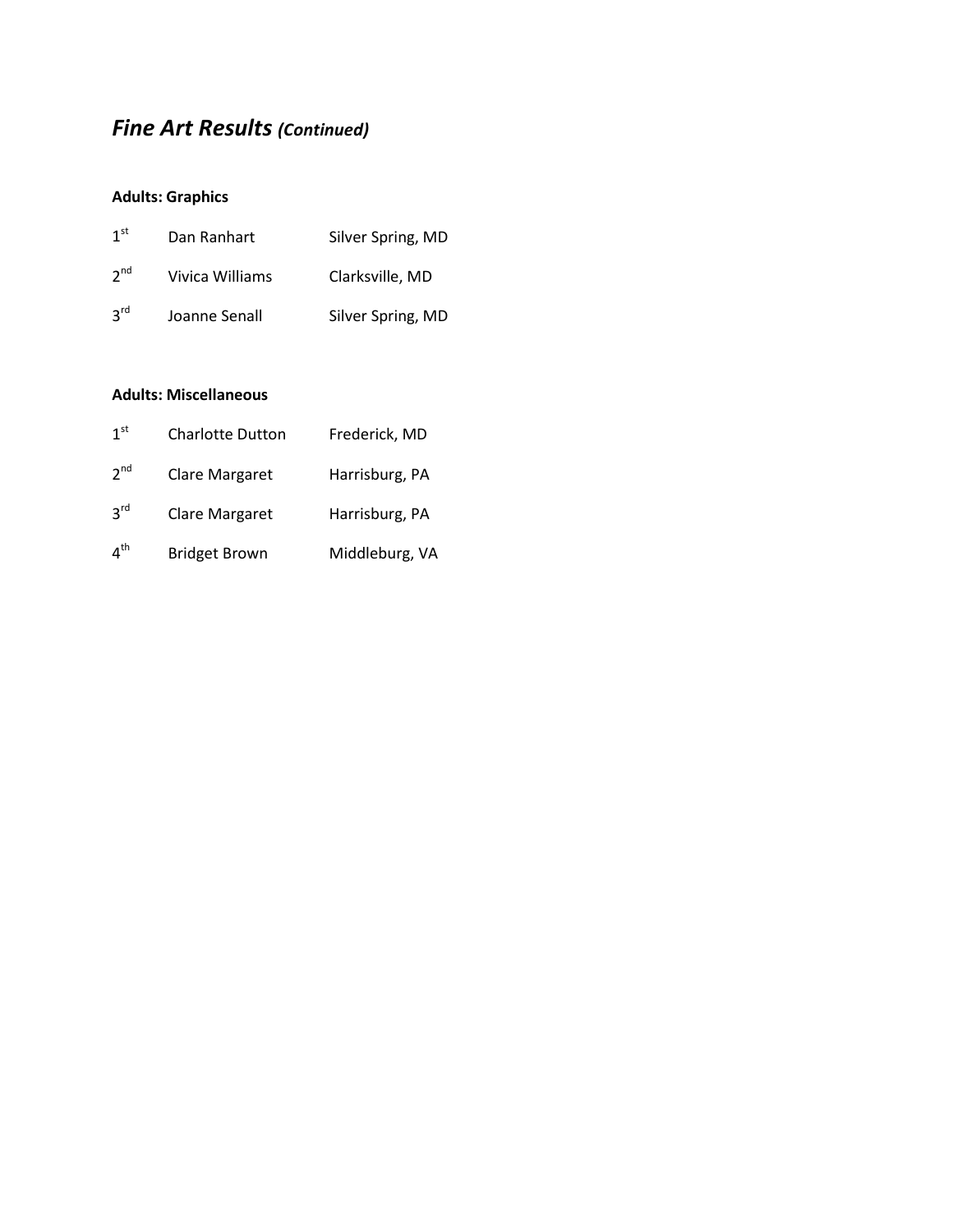# *Fine Art Results* ***(Continued)***

**Adults: Graphics**

| | | |
|---|---|---|
| 1st | Dan Ranhart | Silver Spring, MD |
| 2nd | Vivica Williams | Clarksville, MD |
| 3rd | Joanne Senall | Silver Spring, MD |

**Adults: Miscellaneous**

| | | |
|---|---|---|
| 1st | Charlotte Dutton | Frederick, MD |
| 2nd | Clare Margaret | Harrisburg, PA |
| 3rd | Clare Margaret | Harrisburg, PA |
| 4th | Bridget Brown | Middleburg, VA |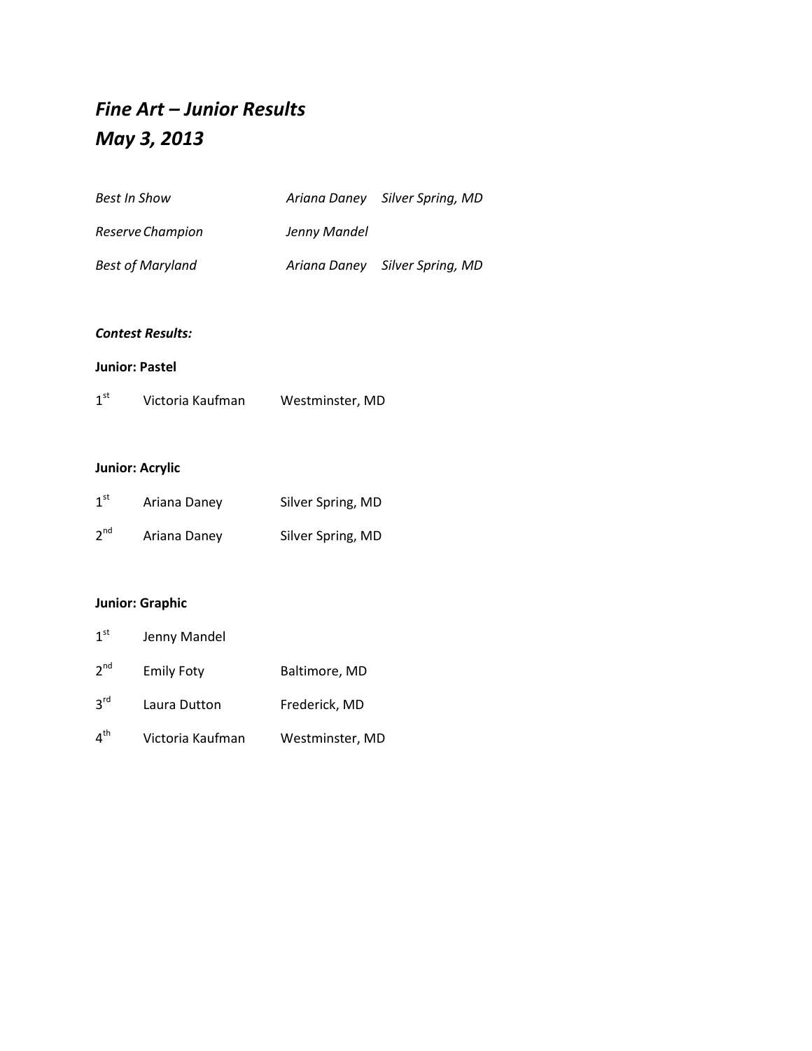# *Fine Art – Junior Results*
# *May 3, 2013*

| | | |
|---|---|---|
| *Best In Show* | *Ariana Daney* | *Silver Spring, MD* |
| *Reserve Champion* | *Jenny Mandel* | |
| *Best of Maryland* | *Ariana Daney* | *Silver Spring, MD* |

***Contest Results:***

**Junior: Pastel**

| | | |
|---|---|---|
| 1st | Victoria Kaufman | Westminster, MD |

**Junior: Acrylic**

| | | |
|---|---|---|
| 1st | Ariana Daney | Silver Spring, MD |
| 2nd | Ariana Daney | Silver Spring, MD |

**Junior: Graphic**

| | | |
|---|---|---|
| 1st | Jenny Mandel | |
| 2nd | Emily Foty | Baltimore, MD |
| 3rd | Laura Dutton | Frederick, MD |
| 4th | Victoria Kaufman | Westminster, MD |